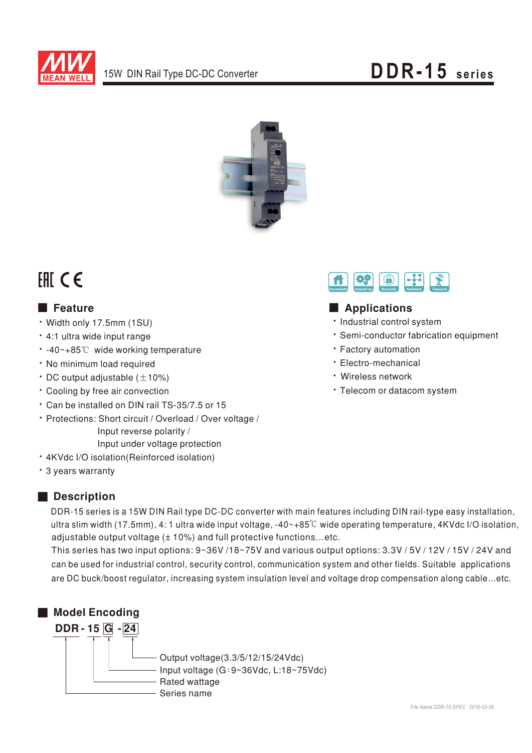# 15W DIN Rail Type DC-DC Converter

# DDR-15 series

## Feature

- Width only 17.5mm (1SU)
- 4:1 ultra wide input range
- -40~+85℃ wide working temperature
- No minimum load required
- DC output adjustable (±10%)
- Cooling by free air convection
- Can be installed on DIN rail TS-35/7.5 or 15
- Protections: Short circuit / Overload / Over voltage / Input reverse polarity / Input under voltage protection
- 4KVdc I/O isolation(Reinforced isolation)
- 3 years warranty

## Applications

- Industrial control system
- Semi-conductor fabrication equipment
- Factory automation
- Electro-mechanical
- Wireless network
- Telecom or datacom system

## Description

DDR-15 series is a 15W DIN Rail type DC-DC converter with main features including DIN rail-type easy installation, ultra slim width (17.5mm), 4: 1 ultra wide input voltage, -40~+85℃ wide operating temperature, 4KVdc I/O isolation, adjustable output voltage (± 10%) and full protective functions...etc.

This series has two input options: 9~36V /18~75V and various output options: 3.3V / 5V / 12V / 15V / 24V and can be used for industrial control, security control, communication system and other fields. Suitable applications are DC buck/boost regulator, increasing system insulation level and voltage drop compensation along cable...etc.

## Model Encoding

**DDR - 15 G - 24**

- 24: Output voltage(3.3/5/12/15/24Vdc)
- G: Input voltage (G：9~36Vdc, L:18~75Vdc)
- 15: Rated wattage
- DDR: Series name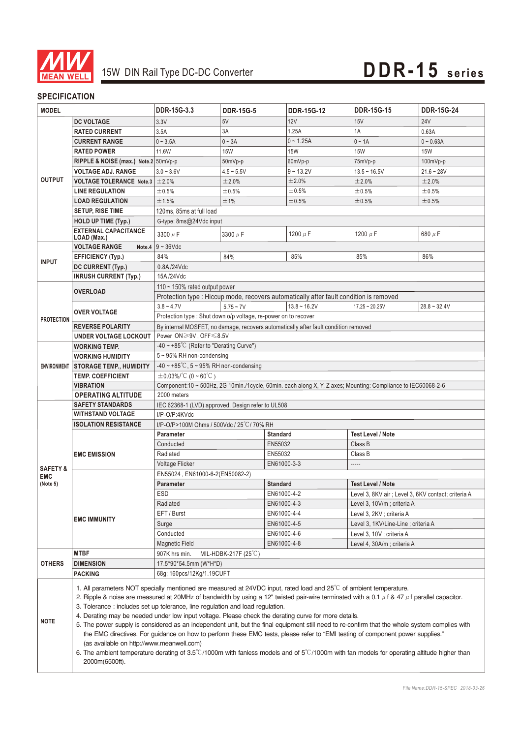# 15W DIN Rail Type DC-DC Converter

# DDR-15 series

## SPECIFICATION

| MODEL | | DDR-15G-3.3 | DDR-15G-5 | DDR-15G-12 | DDR-15G-15 | DDR-15G-24 |
|---|---|---|---|---|---|---|
| OUTPUT | DC VOLTAGE | 3.3V | 5V | 12V | 15V | 24V |
| | RATED CURRENT | 3.5A | 3A | 1.25A | 1A | 0.63A |
| | CURRENT RANGE | 0 ~ 3.5A | 0 ~ 3A | 0 ~ 1.25A | 0 ~ 1A | 0 ~ 0.63A |
| | RATED POWER | 11.6W | 15W | 15W | 15W | 15W |
| | RIPPLE & NOISE (max.) Note.2 | 50mVp-p | 50mVp-p | 60mVp-p | 75mVp-p | 100mVp-p |
| | VOLTAGE ADJ. RANGE | 3.0 ~ 3.6V | 4.5 ~ 5.5V | 9 ~ 13.2V | 13.5 ~ 16.5V | 21.6 ~ 28V |
| | VOLTAGE TOLERANCE Note.3 | ±2.0% | ±2.0% | ±2.0% | ±2.0% | ±2.0% |
| | LINE REGULATION | ±0.5% | ±0.5% | ±0.5% | ±0.5% | ±0.5% |
| | LOAD REGULATION | ±1.5% | ±1% | ±0.5% | ±0.5% | ±0.5% |
| | SETUP, RISE TIME | 120ms, 85ms at full load | | | | |
| | HOLD UP TIME (Typ.) | G-type: 8ms@24Vdc input | | | | |
| | EXTERNAL CAPACITANCE LOAD (Max.) | 3300 μF | 3300 μF | 1200 μF | 1200 μF | 680 μF |
| INPUT | VOLTAGE RANGE Note.4 | 9 ~ 36Vdc | | | | |
| | EFFICIENCY (Typ.) | 84% | 84% | 85% | 85% | 86% |
| | DC CURRENT (Typ.) | 0.8A /24Vdc | | | | |
| | INRUSH CURRENT (Typ.) | 15A /24Vdc | | | | |
| PROTECTION | OVERLOAD | 110 ~ 150% rated output power | | | | |
| | | Protection type : Hiccup mode, recovers automatically after fault condition is removed | | | | |
| | OVER VOLTAGE | 3.8 ~ 4.7V | 5.75 ~ 7V | 13.8 ~ 16.2V | 17.25 ~ 20.25V | 28.8 ~ 32.4V |
| | | Protection type : Shut down o/p voltage, re-power on to recover | | | | |
| | REVERSE POLARITY | By internal MOSFET, no damage, recovers automatically after fault condition removed | | | | |
| | UNDER VOLTAGE LOCKOUT | Power ON≥9V , OFF≤8.5V | | | | |
| ENVIRONMENT | WORKING TEMP. | -40 ~ +85℃ (Refer to "Derating Curve") | | | | |
| | WORKING HUMIDITY | 5 ~ 95% RH non-condensing | | | | |
| | STORAGE TEMP., HUMIDITY | -40 ~ +85℃, 5 ~ 95% RH non-condensing | | | | |
| | TEMP. COEFFICIENT | ±0.03%/℃ (0 ~ 60℃) | | | | |
| | VIBRATION | Component:10 ~ 500Hz, 2G 10min./1cycle, 60min. each along X, Y, Z axes; Mounting: Compliance to IEC60068-2-6 | | | | |
| | OPERATING ALTITUDE | 2000 meters | | | | |
| SAFETY & EMC (Note 5) | SAFETY STANDARDS | IEC 62368-1 (LVD) approved, Design refer to UL508 | | | | |
| | WITHSTAND VOLTAGE | I/P-O/P:4KVdc | | | | |
| | ISOLATION RESISTANCE | I/P-O/P>100M Ohms / 500Vdc / 25℃/ 70% RH | | | | |
| | EMC EMISSION | **Parameter** | **Standard** | **Test Level / Note** | | |
| | | Conducted | EN55032 | Class B | | |
| | | Radiated | EN55032 | Class B | | |
| | | Voltage Flicker | EN61000-3-3 | ----- | | |
| | EMC IMMUNITY | EN55024 , EN61000-6-2(EN50082-2) | | | | |
| | | **Parameter** | **Standard** | **Test Level / Note** | | |
| | | ESD | EN61000-4-2 | Level 3, 8KV air ; Level 3, 6KV contact; criteria A | | |
| | | Radiated | EN61000-4-3 | Level 3, 10V/m ; criteria A | | |
| | | EFT / Burst | EN61000-4-4 | Level 3, 2KV ; criteria A | | |
| | | Surge | EN61000-4-5 | Level 3, 1KV/Line-Line ; criteria A | | |
| | | Conducted | EN61000-4-6 | Level 3, 10V ; criteria A | | |
| | | Magnetic Field | EN61000-4-8 | Level 4, 30A/m ; criteria A | | |
| OTHERS | MTBF | 907K hrs min. MIL-HDBK-217F (25℃) | | | | |
| | DIMENSION | 17.5*90*54.5mm (W*H*D) | | | | |
| | PACKING | 68g; 160pcs/12Kg/1.19CUFT | | | | |

**NOTE**

1. All parameters NOT specially mentioned are measured at 24VDC input, rated load and 25℃ of ambient temperature.
2. Ripple & noise are measured at 20MHz of bandwidth by using a 12" twisted pair-wire terminated with a 0.1 μf & 47 μf parallel capacitor.
3. Tolerance : includes set up tolerance, line regulation and load regulation.
4. Derating may be needed under low input voltage. Please check the derating curve for more details.
5. The power supply is considered as an independent unit, but the final equipment still need to re-confirm that the whole system complies with the EMC directives. For guidance on how to perform these EMC tests, please refer to "EMI testing of component power supplies." (as available on http://www.meanwell.com)
6. The ambient temperature derating of 3.5℃/1000m with fanless models and of 5℃/1000m with fan models for operating altitude higher than 2000m(6500ft).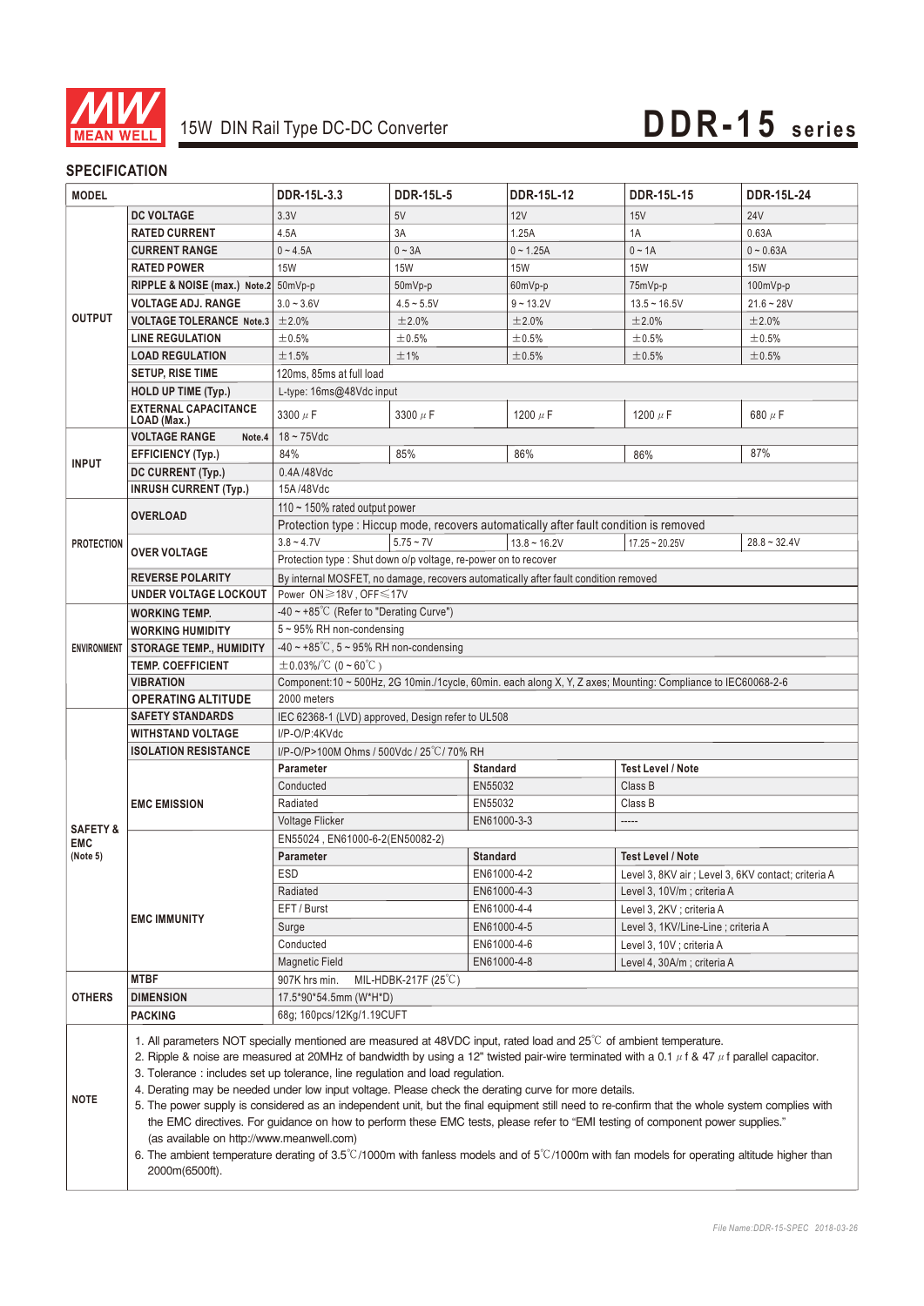# 15W DIN Rail Type DC-DC Converter

# DDR-15 series

## SPECIFICATION

| MODEL | | DDR-15L-3.3 | DDR-15L-5 | DDR-15L-12 | DDR-15L-15 | DDR-15L-24 |
|---|---|---|---|---|---|---|
| OUTPUT | DC VOLTAGE | 3.3V | 5V | 12V | 15V | 24V |
| | RATED CURRENT | 4.5A | 3A | 1.25A | 1A | 0.63A |
| | CURRENT RANGE | 0 ~ 4.5A | 0 ~ 3A | 0 ~ 1.25A | 0 ~ 1A | 0 ~ 0.63A |
| | RATED POWER | 15W | 15W | 15W | 15W | 15W |
| | RIPPLE & NOISE (max.) Note.2 | 50mVp-p | 50mVp-p | 60mVp-p | 75mVp-p | 100mVp-p |
| | VOLTAGE ADJ. RANGE | 3.0 ~ 3.6V | 4.5 ~ 5.5V | 9 ~ 13.2V | 13.5 ~ 16.5V | 21.6 ~ 28V |
| | VOLTAGE TOLERANCE Note.3 | ±2.0% | ±2.0% | ±2.0% | ±2.0% | ±2.0% |
| | LINE REGULATION | ±0.5% | ±0.5% | ±0.5% | ±0.5% | ±0.5% |
| | LOAD REGULATION | ±1.5% | ±1% | ±0.5% | ±0.5% | ±0.5% |
| | SETUP, RISE TIME | 120ms, 85ms at full load | | | | |
| | HOLD UP TIME (Typ.) | L-type: 16ms@48Vdc input | | | | |
| | EXTERNAL CAPACITANCE LOAD (Max.) | 3300 μF | 3300 μF | 1200 μF | 1200 μF | 680 μF |
| INPUT | VOLTAGE RANGE Note.4 | 18 ~ 75Vdc | | | | |
| | EFFICIENCY (Typ.) | 84% | 85% | 86% | 86% | 87% |
| | DC CURRENT (Typ.) | 0.4A /48Vdc | | | | |
| | INRUSH CURRENT (Typ.) | 15A /48Vdc | | | | |
| PROTECTION | OVERLOAD | 110 ~ 150% rated output power | | | | |
| | | Protection type : Hiccup mode, recovers automatically after fault condition is removed | | | | |
| | OVER VOLTAGE | 3.8 ~ 4.7V | 5.75 ~ 7V | 13.8 ~ 16.2V | 17.25 ~ 20.25V | 28.8 ~ 32.4V |
| | | Protection type : Shut down o/p voltage, re-power on to recover | | | | |
| | REVERSE POLARITY | By internal MOSFET, no damage, recovers automatically after fault condition removed | | | | |
| | UNDER VOLTAGE LOCKOUT | Power ON≥18V , OFF≤17V | | | | |
| ENVIRONMENT | WORKING TEMP. | -40 ~ +85℃ (Refer to "Derating Curve") | | | | |
| | WORKING HUMIDITY | 5 ~ 95% RH non-condensing | | | | |
| | STORAGE TEMP., HUMIDITY | -40 ~ +85℃, 5 ~ 95% RH non-condensing | | | | |
| | TEMP. COEFFICIENT | ±0.03%/℃ (0 ~ 60℃) | | | | |
| | VIBRATION | Component:10 ~ 500Hz, 2G 10min./1cycle, 60min. each along X, Y, Z axes; Mounting: Compliance to IEC60068-2-6 | | | | |
| | OPERATING ALTITUDE | 2000 meters | | | | |
| SAFETY & EMC (Note 5) | SAFETY STANDARDS | IEC 62368-1 (LVD) approved, Design refer to UL508 | | | | |
| | WITHSTAND VOLTAGE | I/P-O/P:4KVdc | | | | |
| | ISOLATION RESISTANCE | I/P-O/P>100M Ohms / 500Vdc / 25℃/ 70% RH | | | | |
| | EMC EMISSION | Parameter | Standard | Test Level / Note | | |
| | | Conducted | EN55032 | Class B | | |
| | | Radiated | EN55032 | Class B | | |
| | | Voltage Flicker | EN61000-3-3 | ----- | | |
| | EMC IMMUNITY | EN55024 , EN61000-6-2(EN50082-2) | | | | |
| | | Parameter | Standard | Test Level / Note | | |
| | | ESD | EN61000-4-2 | Level 3, 8KV air ; Level 3, 6KV contact; criteria A | | |
| | | Radiated | EN61000-4-3 | Level 3, 10V/m ; criteria A | | |
| | | EFT / Burst | EN61000-4-4 | Level 3, 2KV ; criteria A | | |
| | | Surge | EN61000-4-5 | Level 3, 1KV/Line-Line ; criteria A | | |
| | | Conducted | EN61000-4-6 | Level 3, 10V ; criteria A | | |
| | | Magnetic Field | EN61000-4-8 | Level 4, 30A/m ; criteria A | | |
| OTHERS | MTBF | 907K hrs min. MIL-HDBK-217F (25℃) | | | | |
| | DIMENSION | 17.5*90*54.5mm (W*H*D) | | | | |
| | PACKING | 68g; 160pcs/12Kg/1.19CUFT | | | | |

**NOTE**

1. All parameters NOT specially mentioned are measured at 48VDC input, rated load and 25℃ of ambient temperature.
2. Ripple & noise are measured at 20MHz of bandwidth by using a 12" twisted pair-wire terminated with a 0.1 μf & 47 μf parallel capacitor.
3. Tolerance : includes set up tolerance, line regulation and load regulation.
4. Derating may be needed under low input voltage. Please check the derating curve for more details.
5. The power supply is considered as an independent unit, but the final equipment still need to re-confirm that the whole system complies with the EMC directives. For guidance on how to perform these EMC tests, please refer to "EMI testing of component power supplies." (as available on http://www.meanwell.com)
6. The ambient temperature derating of 3.5℃/1000m with fanless models and of 5℃/1000m with fan models for operating altitude higher than 2000m(6500ft).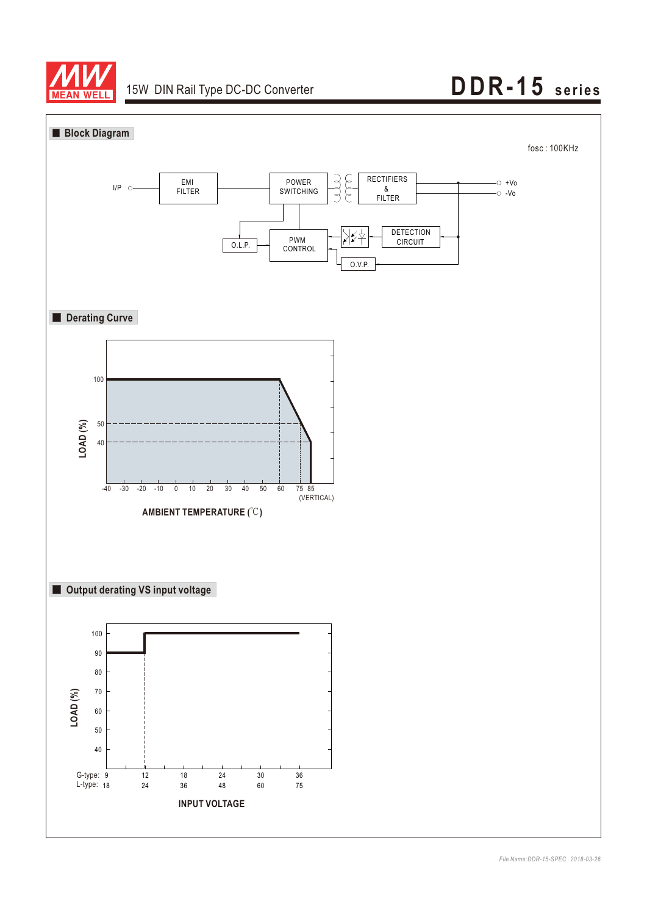## Block Diagram

fosc : 100KHz

I/P — EMI FILTER — POWER SWITCHING — RECTIFIERS & FILTER — +Vo / -Vo

O.L.P. — PWM CONTROL — DETECTION CIRCUIT — O.V.P.

## Derating Curve

LOAD (%)

100, 50, 40

-40 -30 -20 -10 0 10 20 30 40 50 60 75 85

(VERTICAL)

AMBIENT TEMPERATURE (℃)

## Output derating VS input voltage

LOAD (%)

100, 90, 80, 70, 60, 50, 40

G-type: 9 12 18 24 30 36

L-type: 18 24 36 48 60 75

INPUT VOLTAGE

*File Name:DDR-15-SPEC 2018-03-26*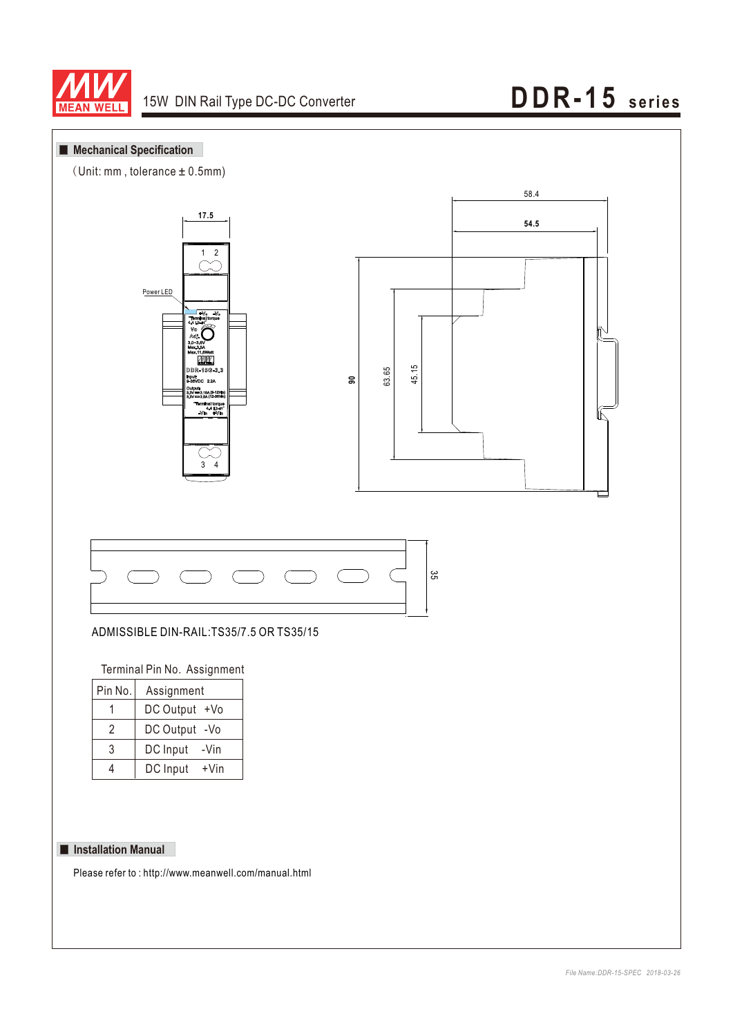## Mechanical Specification

(Unit: mm , tolerance ± 0.5mm)

17.5

1 2

Power LED

3 4

58.4

54.5

90

63.65

45.15

35

ADMISSIBLE DIN-RAIL:TS35/7.5 OR TS35/15

Terminal Pin No. Assignment

| Pin No. | Assignment |
|---|---|
| 1 | DC Output +Vo |
| 2 | DC Output -Vo |
| 3 | DC Input -Vin |
| 4 | DC Input +Vin |

## Installation Manual

Please refer to : http://www.meanwell.com/manual.html